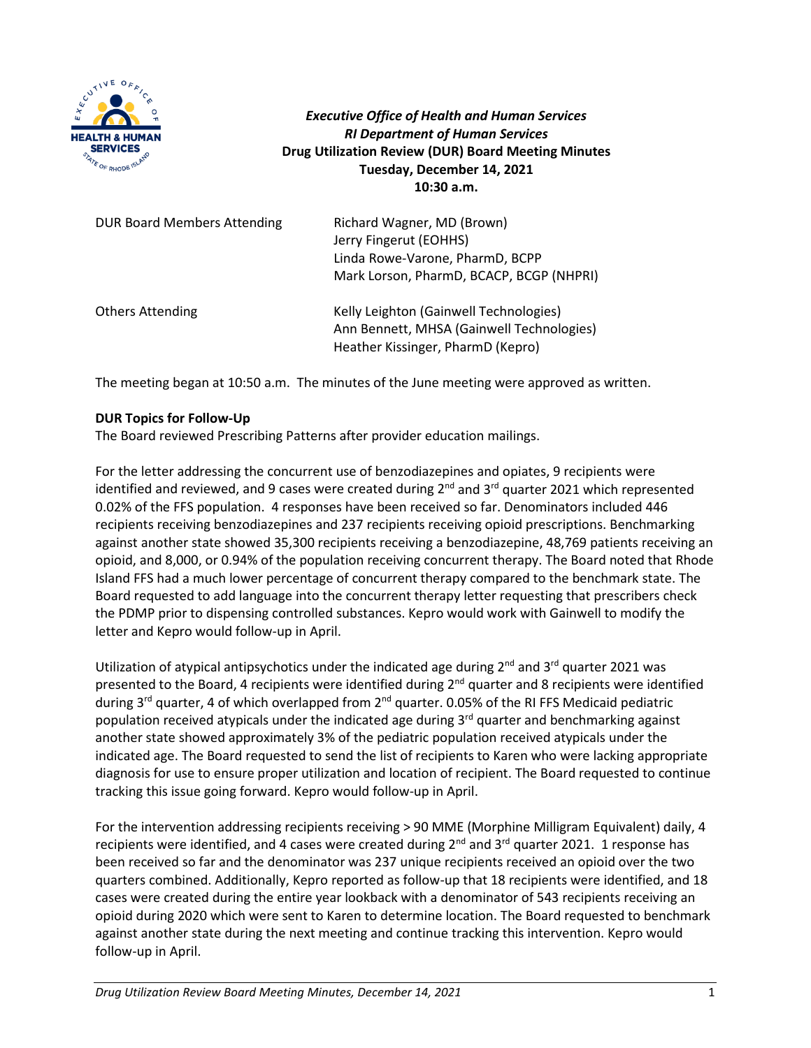**_Executive Office of Health and Human Services_**
**_RI Department of Human Services_**
**Drug Utilization Review (DUR) Board Meeting Minutes**
**Tuesday, December 14, 2021**
**10:30 a.m.**

| | |
|---|---|
| DUR Board Members Attending | Richard Wagner, MD (Brown)<br>Jerry Fingerut (EOHHS)<br>Linda Rowe-Varone, PharmD, BCPP<br>Mark Lorson, PharmD, BCACP, BCGP (NHPRI) |
| Others Attending | Kelly Leighton (Gainwell Technologies)<br>Ann Bennett, MHSA (Gainwell Technologies)<br>Heather Kissinger, PharmD (Kepro) |

The meeting began at 10:50 a.m. The minutes of the June meeting were approved as written.

**DUR Topics for Follow-Up**

The Board reviewed Prescribing Patterns after provider education mailings.

For the letter addressing the concurrent use of benzodiazepines and opiates, 9 recipients were identified and reviewed, and 9 cases were created during 2nd and 3rd quarter 2021 which represented 0.02% of the FFS population. 4 responses have been received so far. Denominators included 446 recipients receiving benzodiazepines and 237 recipients receiving opioid prescriptions. Benchmarking against another state showed 35,300 recipients receiving a benzodiazepine, 48,769 patients receiving an opioid, and 8,000, or 0.94% of the population receiving concurrent therapy. The Board noted that Rhode Island FFS had a much lower percentage of concurrent therapy compared to the benchmark state. The Board requested to add language into the concurrent therapy letter requesting that prescribers check the PDMP prior to dispensing controlled substances. Kepro would work with Gainwell to modify the letter and Kepro would follow-up in April.

Utilization of atypical antipsychotics under the indicated age during 2nd and 3rd quarter 2021 was presented to the Board, 4 recipients were identified during 2nd quarter and 8 recipients were identified during 3rd quarter, 4 of which overlapped from 2nd quarter. 0.05% of the RI FFS Medicaid pediatric population received atypicals under the indicated age during 3rd quarter and benchmarking against another state showed approximately 3% of the pediatric population received atypicals under the indicated age. The Board requested to send the list of recipients to Karen who were lacking appropriate diagnosis for use to ensure proper utilization and location of recipient. The Board requested to continue tracking this issue going forward. Kepro would follow-up in April.

For the intervention addressing recipients receiving > 90 MME (Morphine Milligram Equivalent) daily, 4 recipients were identified, and 4 cases were created during 2nd and 3rd quarter 2021. 1 response has been received so far and the denominator was 237 unique recipients received an opioid over the two quarters combined. Additionally, Kepro reported as follow-up that 18 recipients were identified, and 18 cases were created during the entire year lookback with a denominator of 543 recipients receiving an opioid during 2020 which were sent to Karen to determine location. The Board requested to benchmark against another state during the next meeting and continue tracking this intervention. Kepro would follow-up in April.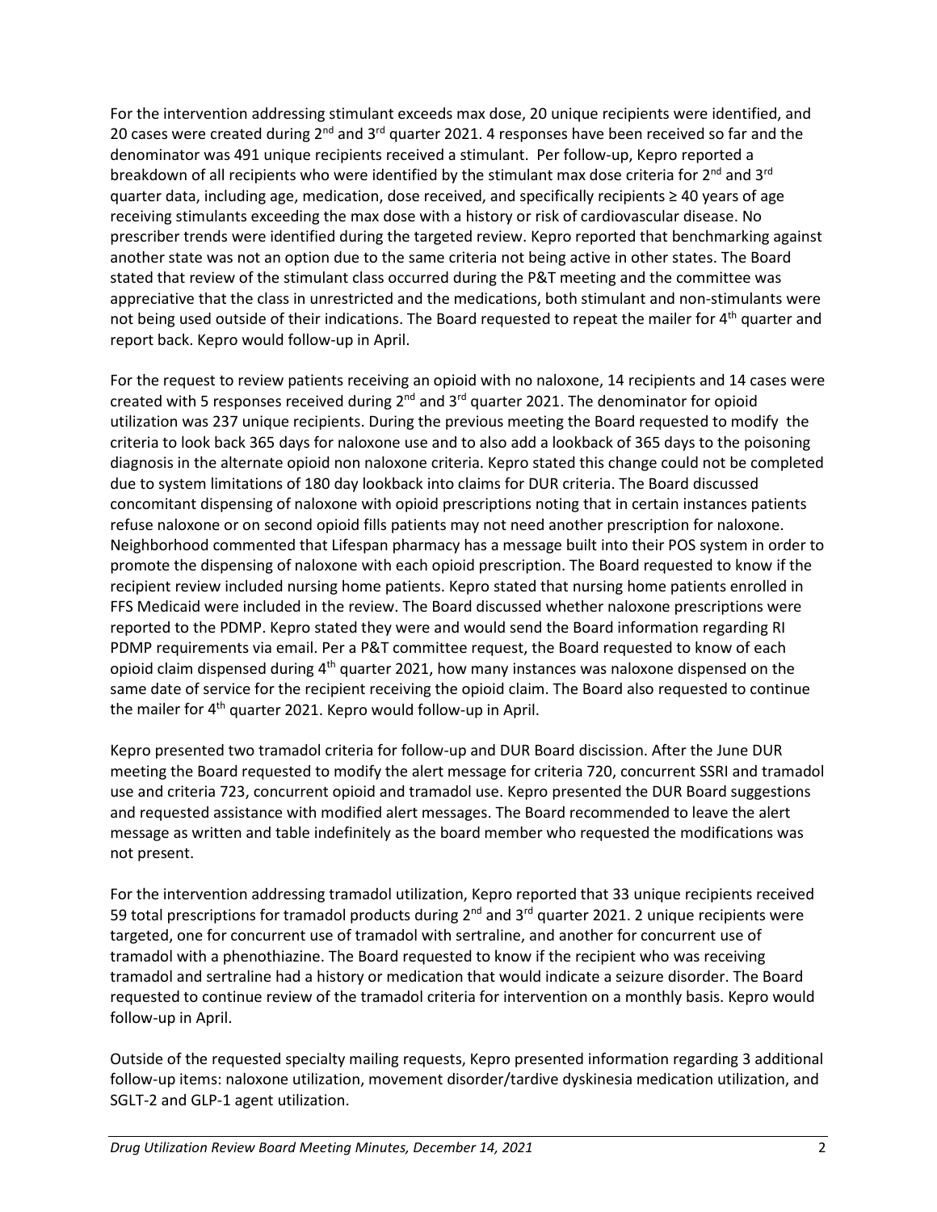For the intervention addressing stimulant exceeds max dose, 20 unique recipients were identified, and 20 cases were created during 2nd and 3rd quarter 2021. 4 responses have been received so far and the denominator was 491 unique recipients received a stimulant. Per follow-up, Kepro reported a breakdown of all recipients who were identified by the stimulant max dose criteria for 2nd and 3rd quarter data, including age, medication, dose received, and specifically recipients ≥ 40 years of age receiving stimulants exceeding the max dose with a history or risk of cardiovascular disease. No prescriber trends were identified during the targeted review. Kepro reported that benchmarking against another state was not an option due to the same criteria not being active in other states. The Board stated that review of the stimulant class occurred during the P&T meeting and the committee was appreciative that the class in unrestricted and the medications, both stimulant and non-stimulants were not being used outside of their indications. The Board requested to repeat the mailer for 4th quarter and report back. Kepro would follow-up in April.

For the request to review patients receiving an opioid with no naloxone, 14 recipients and 14 cases were created with 5 responses received during 2nd and 3rd quarter 2021. The denominator for opioid utilization was 237 unique recipients. During the previous meeting the Board requested to modify the criteria to look back 365 days for naloxone use and to also add a lookback of 365 days to the poisoning diagnosis in the alternate opioid non naloxone criteria. Kepro stated this change could not be completed due to system limitations of 180 day lookback into claims for DUR criteria. The Board discussed concomitant dispensing of naloxone with opioid prescriptions noting that in certain instances patients refuse naloxone or on second opioid fills patients may not need another prescription for naloxone. Neighborhood commented that Lifespan pharmacy has a message built into their POS system in order to promote the dispensing of naloxone with each opioid prescription. The Board requested to know if the recipient review included nursing home patients. Kepro stated that nursing home patients enrolled in FFS Medicaid were included in the review. The Board discussed whether naloxone prescriptions were reported to the PDMP. Kepro stated they were and would send the Board information regarding RI PDMP requirements via email. Per a P&T committee request, the Board requested to know of each opioid claim dispensed during 4th quarter 2021, how many instances was naloxone dispensed on the same date of service for the recipient receiving the opioid claim. The Board also requested to continue the mailer for 4th quarter 2021. Kepro would follow-up in April.

Kepro presented two tramadol criteria for follow-up and DUR Board discission. After the June DUR meeting the Board requested to modify the alert message for criteria 720, concurrent SSRI and tramadol use and criteria 723, concurrent opioid and tramadol use. Kepro presented the DUR Board suggestions and requested assistance with modified alert messages. The Board recommended to leave the alert message as written and table indefinitely as the board member who requested the modifications was not present.

For the intervention addressing tramadol utilization, Kepro reported that 33 unique recipients received 59 total prescriptions for tramadol products during 2nd and 3rd quarter 2021. 2 unique recipients were targeted, one for concurrent use of tramadol with sertraline, and another for concurrent use of tramadol with a phenothiazine. The Board requested to know if the recipient who was receiving tramadol and sertraline had a history or medication that would indicate a seizure disorder. The Board requested to continue review of the tramadol criteria for intervention on a monthly basis. Kepro would follow-up in April.

Outside of the requested specialty mailing requests, Kepro presented information regarding 3 additional follow-up items: naloxone utilization, movement disorder/tardive dyskinesia medication utilization, and SGLT-2 and GLP-1 agent utilization.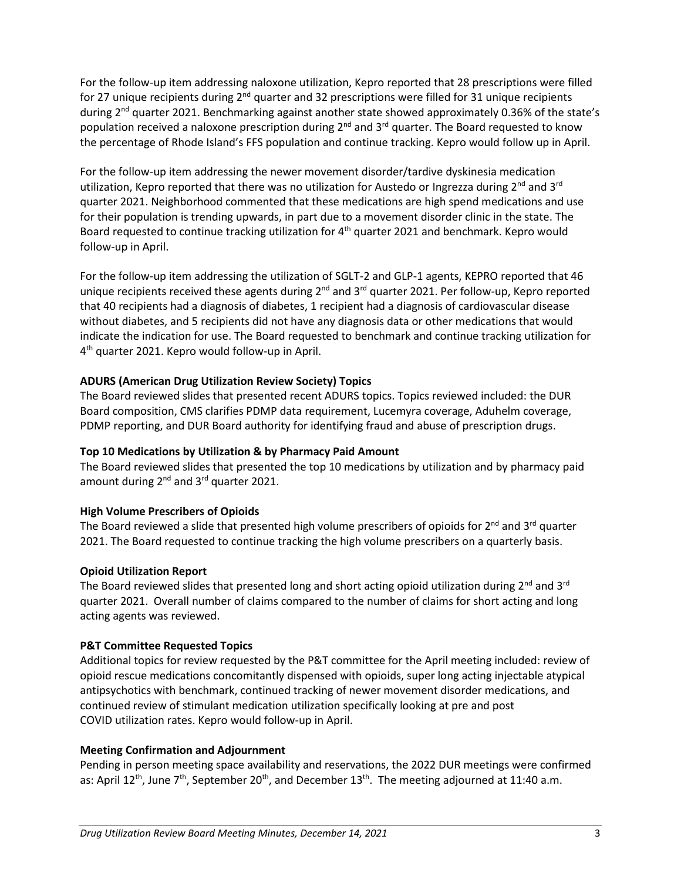For the follow-up item addressing naloxone utilization, Kepro reported that 28 prescriptions were filled for 27 unique recipients during 2nd quarter and 32 prescriptions were filled for 31 unique recipients during 2nd quarter 2021. Benchmarking against another state showed approximately 0.36% of the state's population received a naloxone prescription during 2nd and 3rd quarter. The Board requested to know the percentage of Rhode Island's FFS population and continue tracking. Kepro would follow up in April.

For the follow-up item addressing the newer movement disorder/tardive dyskinesia medication utilization, Kepro reported that there was no utilization for Austedo or Ingrezza during 2nd and 3rd quarter 2021. Neighborhood commented that these medications are high spend medications and use for their population is trending upwards, in part due to a movement disorder clinic in the state. The Board requested to continue tracking utilization for 4th quarter 2021 and benchmark. Kepro would follow-up in April.

For the follow-up item addressing the utilization of SGLT-2 and GLP-1 agents, KEPRO reported that 46 unique recipients received these agents during 2nd and 3rd quarter 2021. Per follow-up, Kepro reported that 40 recipients had a diagnosis of diabetes, 1 recipient had a diagnosis of cardiovascular disease without diabetes, and 5 recipients did not have any diagnosis data or other medications that would indicate the indication for use. The Board requested to benchmark and continue tracking utilization for 4th quarter 2021. Kepro would follow-up in April.

**ADURS (American Drug Utilization Review Society) Topics**

The Board reviewed slides that presented recent ADURS topics. Topics reviewed included: the DUR Board composition, CMS clarifies PDMP data requirement, Lucemyra coverage, Aduhelm coverage, PDMP reporting, and DUR Board authority for identifying fraud and abuse of prescription drugs.

**Top 10 Medications by Utilization & by Pharmacy Paid Amount**

The Board reviewed slides that presented the top 10 medications by utilization and by pharmacy paid amount during 2nd and 3rd quarter 2021.

**High Volume Prescribers of Opioids**

The Board reviewed a slide that presented high volume prescribers of opioids for 2nd and 3rd quarter 2021. The Board requested to continue tracking the high volume prescribers on a quarterly basis.

**Opioid Utilization Report**

The Board reviewed slides that presented long and short acting opioid utilization during 2nd and 3rd quarter 2021. Overall number of claims compared to the number of claims for short acting and long acting agents was reviewed.

**P&T Committee Requested Topics**

Additional topics for review requested by the P&T committee for the April meeting included: review of opioid rescue medications concomitantly dispensed with opioids, super long acting injectable atypical antipsychotics with benchmark, continued tracking of newer movement disorder medications, and continued review of stimulant medication utilization specifically looking at pre and post COVID utilization rates. Kepro would follow-up in April.

**Meeting Confirmation and Adjournment**

Pending in person meeting space availability and reservations, the 2022 DUR meetings were confirmed as: April 12th, June 7th, September 20th, and December 13th. The meeting adjourned at 11:40 a.m.